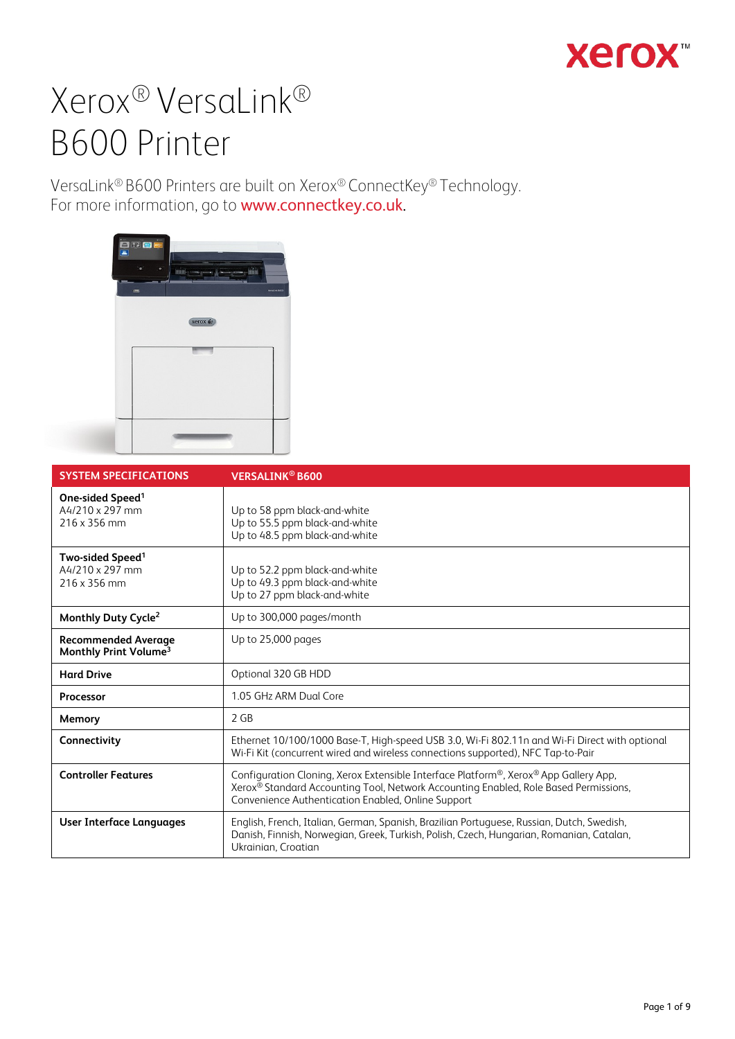# Xerox® VersaLink® B600 Printer

VersaLink® B600 Printers are built on Xerox® ConnectKey® Technology.
For more information, go to www.connectkey.co.uk.

| SYSTEM SPECIFICATIONS | VERSALINK® B600 |
|---|---|
| **One-sided Speed**[1]<br>A4/210 x 297 mm<br>216 x 356 mm | Up to 58 ppm black-and-white<br>Up to 55.5 ppm black-and-white<br>Up to 48.5 ppm black-and-white |
| **Two-sided Speed**[1]<br>A4/210 x 297 mm<br>216 x 356 mm | Up to 52.2 ppm black-and-white<br>Up to 49.3 ppm black-and-white<br>Up to 27 ppm black-and-white |
| **Monthly Duty Cycle**[2] | Up to 300,000 pages/month |
| **Recommended Average Monthly Print Volume**[3] | Up to 25,000 pages |
| **Hard Drive** | Optional 320 GB HDD |
| **Processor** | 1.05 GHz ARM Dual Core |
| **Memory** | 2 GB |
| **Connectivity** | Ethernet 10/100/1000 Base-T, High-speed USB 3.0, Wi-Fi 802.11n and Wi-Fi Direct with optional Wi-Fi Kit (concurrent wired and wireless connections supported), NFC Tap-to-Pair |
| **Controller Features** | Configuration Cloning, Xerox Extensible Interface Platform®, Xerox® App Gallery App, Xerox® Standard Accounting Tool, Network Accounting Enabled, Role Based Permissions, Convenience Authentication Enabled, Online Support |
| **User Interface Languages** | English, French, Italian, German, Spanish, Brazilian Portuguese, Russian, Dutch, Swedish, Danish, Finnish, Norwegian, Greek, Turkish, Polish, Czech, Hungarian, Romanian, Catalan, Ukrainian, Croatian |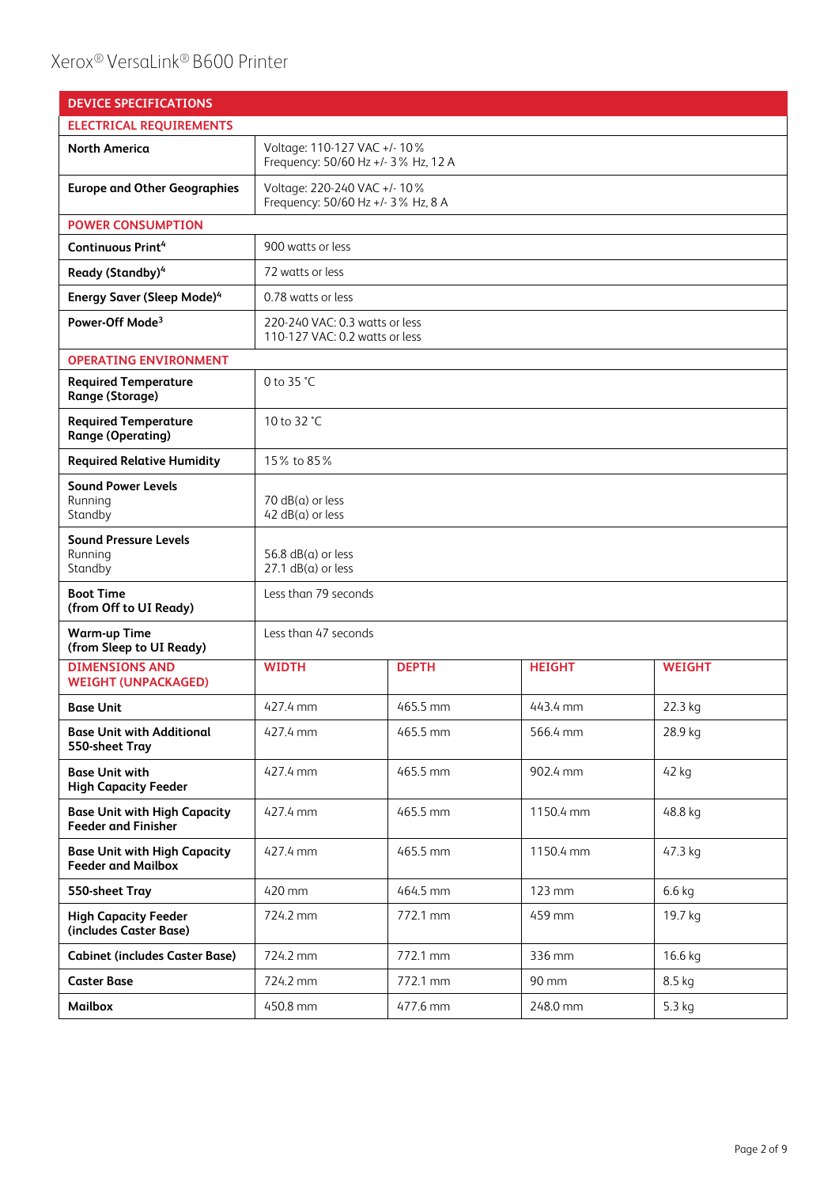# Xerox® VersaLink® B600 Printer

| DEVICE SPECIFICATIONS | | | | |
|---|---|---|---|---|
| **ELECTRICAL REQUIREMENTS** | | | | |
| **North America** | Voltage: 110-127 VAC +/- 10%<br>Frequency: 50/60 Hz +/- 3% Hz, 12 A | | | |
| **Europe and Other Geographies** | Voltage: 220-240 VAC +/- 10%<br>Frequency: 50/60 Hz +/- 3% Hz, 8 A | | | |
| **POWER CONSUMPTION** | | | | |
| **Continuous Print**[4] | 900 watts or less | | | |
| **Ready (Standby)**[4] | 72 watts or less | | | |
| **Energy Saver (Sleep Mode)**[4] | 0.78 watts or less | | | |
| **Power-Off Mode**[3] | 220-240 VAC: 0.3 watts or less<br>110-127 VAC: 0.2 watts or less | | | |
| **OPERATING ENVIRONMENT** | | | | |
| **Required Temperature Range (Storage)** | 0 to 35 °C | | | |
| **Required Temperature Range (Operating)** | 10 to 32 °C | | | |
| **Required Relative Humidity** | 15% to 85% | | | |
| **Sound Power Levels**<br>Running<br>Standby | 70 dB(a) or less<br>42 dB(a) or less | | | |
| **Sound Pressure Levels**<br>Running<br>Standby | 56.8 dB(a) or less<br>27.1 dB(a) or less | | | |
| **Boot Time (from Off to UI Ready)** | Less than 79 seconds | | | |
| **Warm-up Time (from Sleep to UI Ready)** | Less than 47 seconds | | | |
| **DIMENSIONS AND WEIGHT (UNPACKAGED)** | **WIDTH** | **DEPTH** | **HEIGHT** | **WEIGHT** |
| **Base Unit** | 427.4 mm | 465.5 mm | 443.4 mm | 22.3 kg |
| **Base Unit with Additional 550-sheet Tray** | 427.4 mm | 465.5 mm | 566.4 mm | 28.9 kg |
| **Base Unit with High Capacity Feeder** | 427.4 mm | 465.5 mm | 902.4 mm | 42 kg |
| **Base Unit with High Capacity Feeder and Finisher** | 427.4 mm | 465.5 mm | 1150.4 mm | 48.8 kg |
| **Base Unit with High Capacity Feeder and Mailbox** | 427.4 mm | 465.5 mm | 1150.4 mm | 47.3 kg |
| **550-sheet Tray** | 420 mm | 464.5 mm | 123 mm | 6.6 kg |
| **High Capacity Feeder (includes Caster Base)** | 724.2 mm | 772.1 mm | 459 mm | 19.7 kg |
| **Cabinet (includes Caster Base)** | 724.2 mm | 772.1 mm | 336 mm | 16.6 kg |
| **Caster Base** | 724.2 mm | 772.1 mm | 90 mm | 8.5 kg |
| **Mailbox** | 450.8 mm | 477.6 mm | 248.0 mm | 5.3 kg |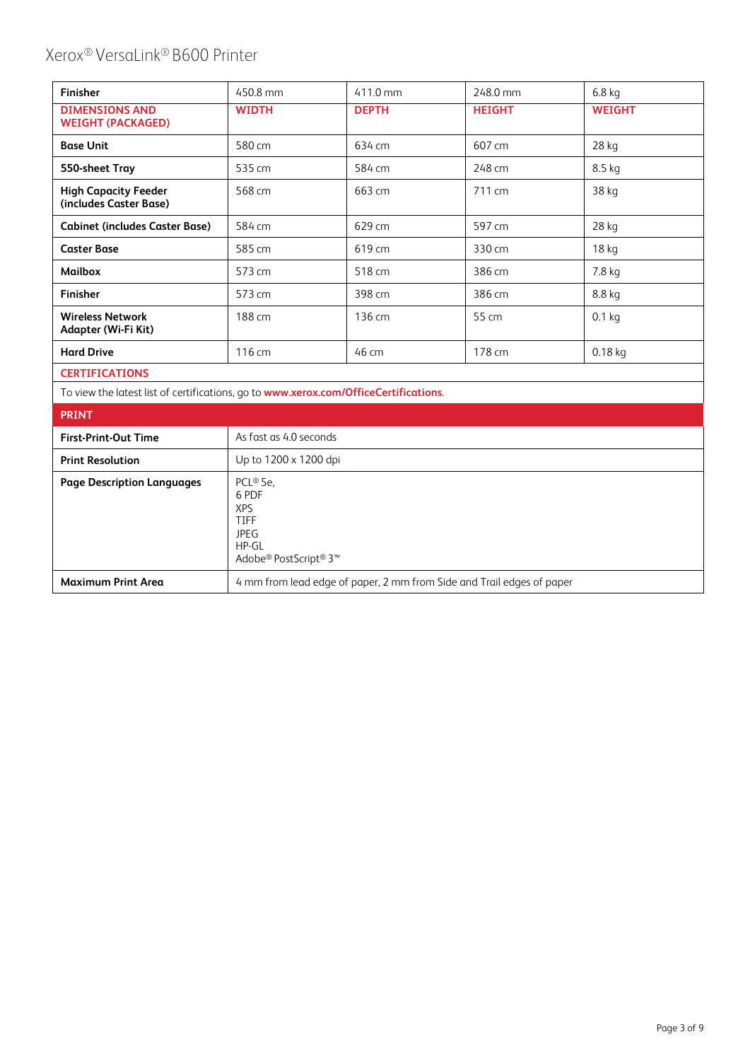| Finisher | 450.8 mm | 411.0 mm | 248.0 mm | 6.8 kg |
|---|---|---|---|---|
| **DIMENSIONS AND WEIGHT (PACKAGED)** | **WIDTH** | **DEPTH** | **HEIGHT** | **WEIGHT** |
| **Base Unit** | 580 cm | 634 cm | 607 cm | 28 kg |
| **550-sheet Tray** | 535 cm | 584 cm | 248 cm | 8.5 kg |
| **High Capacity Feeder (includes Caster Base)** | 568 cm | 663 cm | 711 cm | 38 kg |
| **Cabinet (includes Caster Base)** | 584 cm | 629 cm | 597 cm | 28 kg |
| **Caster Base** | 585 cm | 619 cm | 330 cm | 18 kg |
| **Mailbox** | 573 cm | 518 cm | 386 cm | 7.8 kg |
| **Finisher** | 573 cm | 398 cm | 386 cm | 8.8 kg |
| **Wireless Network Adapter (Wi-Fi Kit)** | 188 cm | 136 cm | 55 cm | 0.1 kg |
| **Hard Drive** | 116 cm | 46 cm | 178 cm | 0.18 kg |

**CERTIFICATIONS**

To view the latest list of certifications, go to **www.xerox.com/OfficeCertifications**.

| PRINT | |
|---|---|
| **First-Print-Out Time** | As fast as 4.0 seconds |
| **Print Resolution** | Up to 1200 x 1200 dpi |
| **Page Description Languages** | PCL® 5e,<br>6 PDF<br>XPS<br>TIFF<br>JPEG<br>HP-GL<br>Adobe® PostScript® 3™ |
| **Maximum Print Area** | 4 mm from lead edge of paper, 2 mm from Side and Trail edges of paper |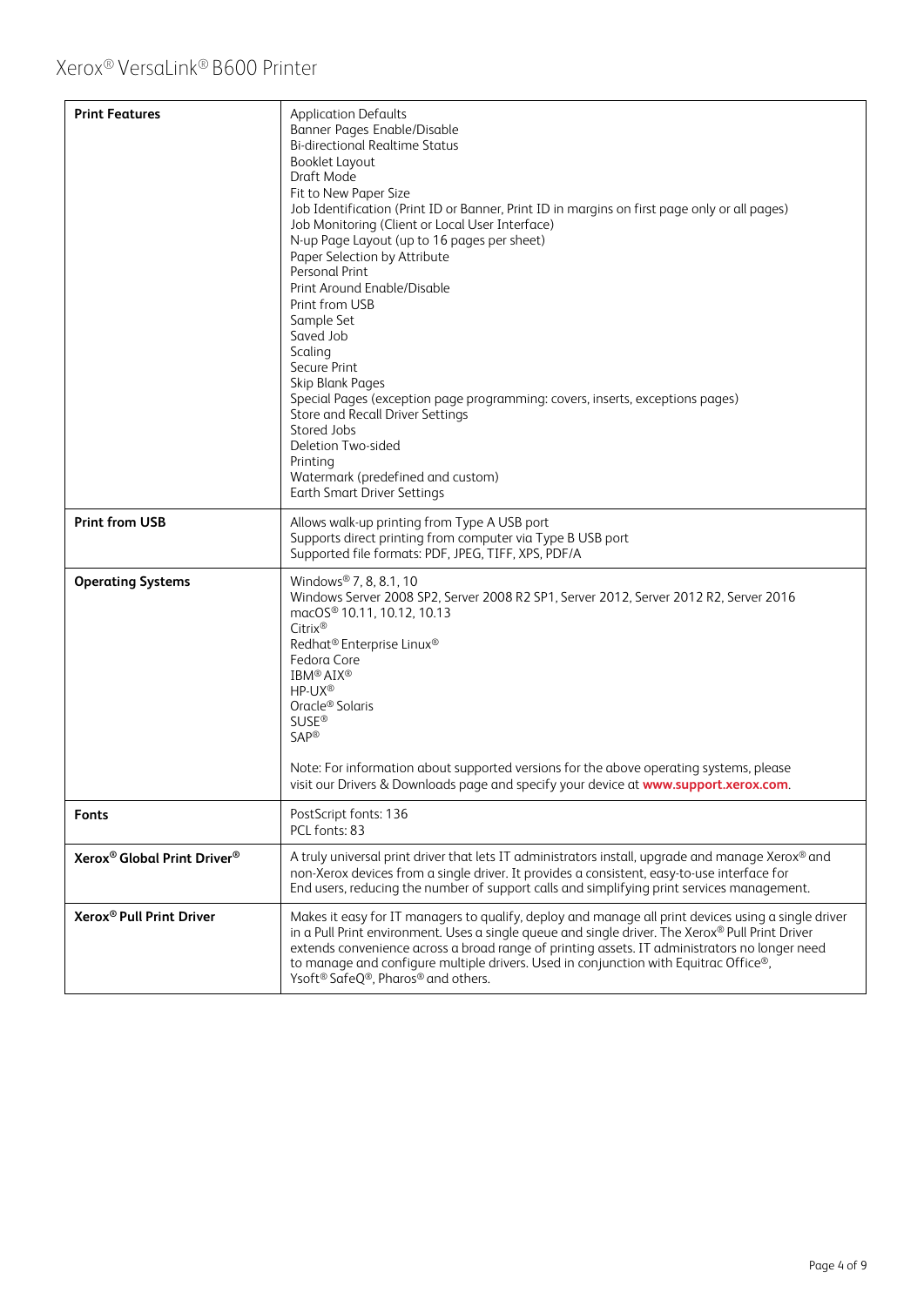| Print Features | Application Defaults<br>Banner Pages Enable/Disable<br>Bi-directional Realtime Status<br>Booklet Layout<br>Draft Mode<br>Fit to New Paper Size<br>Job Identification (Print ID or Banner, Print ID in margins on first page only or all pages)<br>Job Monitoring (Client or Local User Interface)<br>N-up Page Layout (up to 16 pages per sheet)<br>Paper Selection by Attribute<br>Personal Print<br>Print Around Enable/Disable<br>Print from USB<br>Sample Set<br>Saved Job<br>Scaling<br>Secure Print<br>Skip Blank Pages<br>Special Pages (exception page programming: covers, inserts, exceptions pages)<br>Store and Recall Driver Settings<br>Stored Jobs<br>Deletion Two-sided<br>Printing<br>Watermark (predefined and custom)<br>Earth Smart Driver Settings |
|---|---|
| **Print from USB** | Allows walk-up printing from Type A USB port<br>Supports direct printing from computer via Type B USB port<br>Supported file formats: PDF, JPEG, TIFF, XPS, PDF/A |
| **Operating Systems** | Windows® 7, 8, 8.1, 10<br>Windows Server 2008 SP2, Server 2008 R2 SP1, Server 2012, Server 2012 R2, Server 2016<br>macOS® 10.11, 10.12, 10.13<br>Citrix®<br>Redhat® Enterprise Linux®<br>Fedora Core<br>IBM® AIX®<br>HP-UX®<br>Oracle® Solaris<br>SUSE®<br>SAP®<br><br>Note: For information about supported versions for the above operating systems, please visit our Drivers & Downloads page and specify your device at **www.support.xerox.com**. |
| **Fonts** | PostScript fonts: 136<br>PCL fonts: 83 |
| **Xerox® Global Print Driver®** | A truly universal print driver that lets IT administrators install, upgrade and manage Xerox® and non-Xerox devices from a single driver. It provides a consistent, easy-to-use interface for End users, reducing the number of support calls and simplifying print services management. |
| **Xerox® Pull Print Driver** | Makes it easy for IT managers to qualify, deploy and manage all print devices using a single driver in a Pull Print environment. Uses a single queue and single driver. The Xerox® Pull Print Driver extends convenience across a broad range of printing assets. IT administrators no longer need to manage and configure multiple drivers. Used in conjunction with Equitrac Office®, Ysoft® SafeQ®, Pharos® and others. |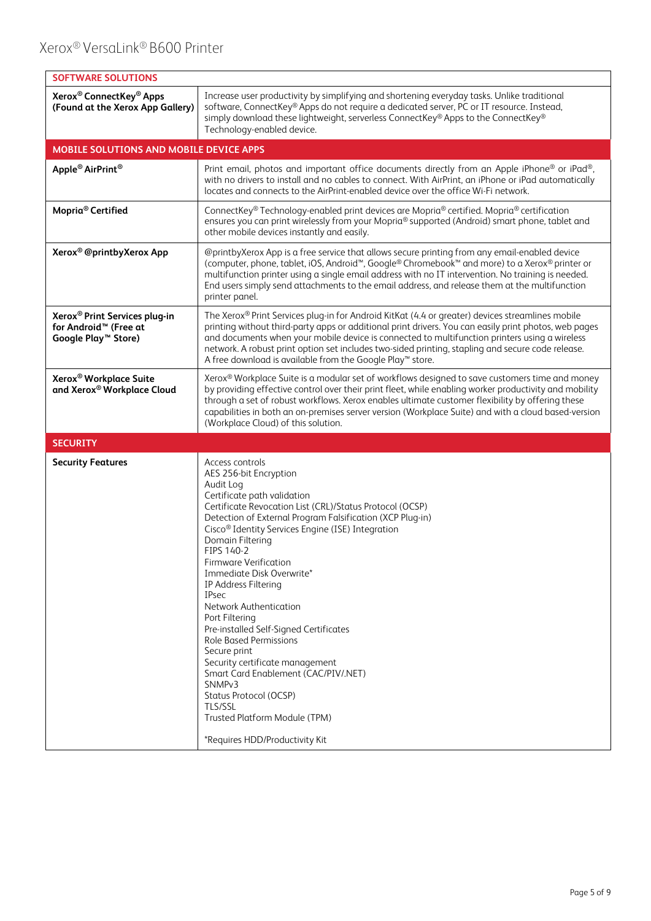| SOFTWARE SOLUTIONS | |
|---|---|
| **Xerox® ConnectKey® Apps (Found at the Xerox App Gallery)** | Increase user productivity by simplifying and shortening everyday tasks. Unlike traditional software, ConnectKey® Apps do not require a dedicated server, PC or IT resource. Instead, simply download these lightweight, serverless ConnectKey® Apps to the ConnectKey® Technology-enabled device. |
| **MOBILE SOLUTIONS AND MOBILE DEVICE APPS** | |
| **Apple® AirPrint®** | Print email, photos and important office documents directly from an Apple iPhone® or iPad®, with no drivers to install and no cables to connect. With AirPrint, an iPhone or iPad automatically locates and connects to the AirPrint-enabled device over the office Wi-Fi network. |
| **Mopria® Certified** | ConnectKey® Technology-enabled print devices are Mopria® certified. Mopria® certification ensures you can print wirelessly from your Mopria® supported (Android) smart phone, tablet and other mobile devices instantly and easily. |
| **Xerox® @printbyXerox App** | @printbyXerox App is a free service that allows secure printing from any email-enabled device (computer, phone, tablet, iOS, Android™, Google® Chromebook™ and more) to a Xerox® printer or multifunction printer using a single email address with no IT intervention. No training is needed. End users simply send attachments to the email address, and release them at the multifunction printer panel. |
| **Xerox® Print Services plug-in for Android™ (Free at Google Play™ Store)** | The Xerox® Print Services plug-in for Android KitKat (4.4 or greater) devices streamlines mobile printing without third-party apps or additional print drivers. You can easily print photos, web pages and documents when your mobile device is connected to multifunction printers using a wireless network. A robust print option set includes two-sided printing, stapling and secure code release. A free download is available from the Google Play™ store. |
| **Xerox® Workplace Suite and Xerox® Workplace Cloud** | Xerox® Workplace Suite is a modular set of workflows designed to save customers time and money by providing effective control over their print fleet, while enabling worker productivity and mobility through a set of robust workflows. Xerox enables ultimate customer flexibility by offering these capabilities in both an on-premises server version (Workplace Suite) and with a cloud based-version (Workplace Cloud) of this solution. |
| **SECURITY** | |
| **Security Features** | Access controls<br>AES 256-bit Encryption<br>Audit Log<br>Certificate path validation<br>Certificate Revocation List (CRL)/Status Protocol (OCSP)<br>Detection of External Program Falsification (XCP Plug-in)<br>Cisco® Identity Services Engine (ISE) Integration<br>Domain Filtering<br>FIPS 140-2<br>Firmware Verification<br>Immediate Disk Overwrite*<br>IP Address Filtering<br>IPsec<br>Network Authentication<br>Port Filtering<br>Pre-installed Self-Signed Certificates<br>Role Based Permissions<br>Secure print<br>Security certificate management<br>Smart Card Enablement (CAC/PIV/.NET)<br>SNMPv3<br>Status Protocol (OCSP)<br>TLS/SSL<br>Trusted Platform Module (TPM)<br><br>*Requires HDD/Productivity Kit |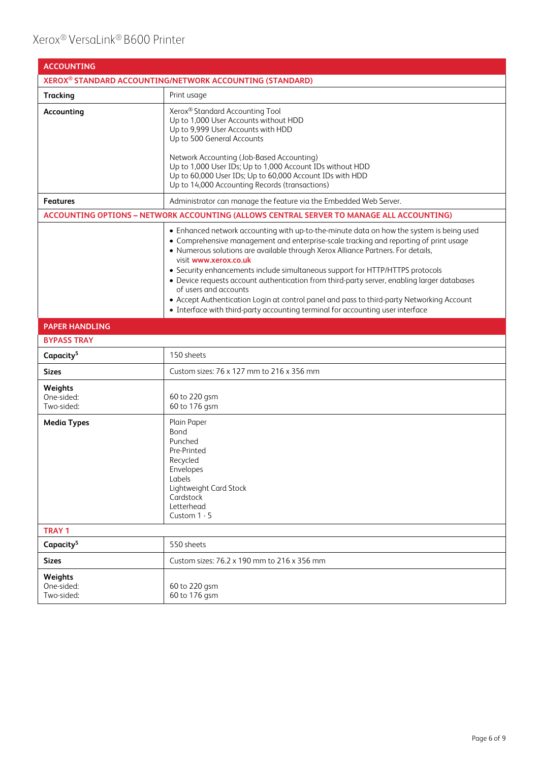## ACCOUNTING

### XEROX® STANDARD ACCOUNTING/NETWORK ACCOUNTING (STANDARD)

| | |
|---|---|
| **Tracking** | Print usage |
| **Accounting** | Xerox® Standard Accounting Tool<br>Up to 1,000 User Accounts without HDD<br>Up to 9,999 User Accounts with HDD<br>Up to 500 General Accounts<br><br>Network Accounting (Job-Based Accounting)<br>Up to 1,000 User IDs; Up to 1,000 Account IDs without HDD<br>Up to 60,000 User IDs; Up to 60,000 Account IDs with HDD<br>Up to 14,000 Accounting Records (transactions) |
| **Features** | Administrator can manage the feature via the Embedded Web Server. |

### ACCOUNTING OPTIONS – NETWORK ACCOUNTING (ALLOWS CENTRAL SERVER TO MANAGE ALL ACCOUNTING)

- Enhanced network accounting with up-to-the-minute data on how the system is being used
- Comprehensive management and enterprise-scale tracking and reporting of print usage
- Numerous solutions are available through Xerox Alliance Partners. For details, visit **www.xerox.co.uk**
- Security enhancements include simultaneous support for HTTP/HTTPS protocols
- Device requests account authentication from third-party server, enabling larger databases of users and accounts
- Accept Authentication Login at control panel and pass to third-party Networking Account
- Interface with third-party accounting terminal for accounting user interface

## PAPER HANDLING

### BYPASS TRAY

| | |
|---|---|
| **Capacity[5]** | 150 sheets |
| **Sizes** | Custom sizes: 76 x 127 mm to 216 x 356 mm |
| **Weights**<br>One-sided:<br>Two-sided: | <br>60 to 220 gsm<br>60 to 176 gsm |
| **Media Types** | Plain Paper<br>Bond<br>Punched<br>Pre-Printed<br>Recycled<br>Envelopes<br>Labels<br>Lightweight Card Stock<br>Cardstock<br>Letterhead<br>Custom 1 - 5 |

### TRAY 1

| | |
|---|---|
| **Capacity[5]** | 550 sheets |
| **Sizes** | Custom sizes: 76.2 x 190 mm to 216 x 356 mm |
| **Weights**<br>One-sided:<br>Two-sided: | <br>60 to 220 gsm<br>60 to 176 gsm |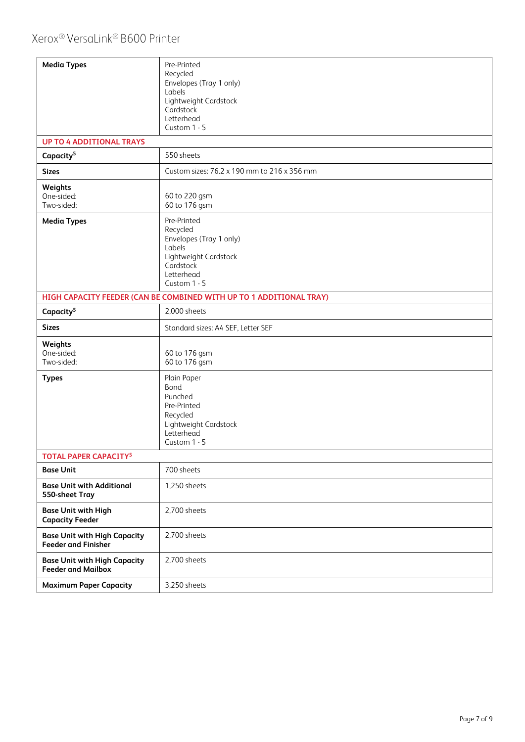| | |
|---|---|
| **Media Types** | Pre-Printed<br>Recycled<br>Envelopes (Tray 1 only)<br>Labels<br>Lightweight Cardstock<br>Cardstock<br>Letterhead<br>Custom 1 - 5 |
| **UP TO 4 ADDITIONAL TRAYS** | |
| **Capacity**[5] | 550 sheets |
| **Sizes** | Custom sizes: 76.2 x 190 mm to 216 x 356 mm |
| **Weights**<br>One-sided:<br>Two-sided: | <br>60 to 220 gsm<br>60 to 176 gsm |
| **Media Types** | Pre-Printed<br>Recycled<br>Envelopes (Tray 1 only)<br>Labels<br>Lightweight Cardstock<br>Cardstock<br>Letterhead<br>Custom 1 - 5 |
| **HIGH CAPACITY FEEDER (CAN BE COMBINED WITH UP TO 1 ADDITIONAL TRAY)** | |
| **Capacity**[5] | 2,000 sheets |
| **Sizes** | Standard sizes: A4 SEF, Letter SEF |
| **Weights**<br>One-sided:<br>Two-sided: | <br>60 to 176 gsm<br>60 to 176 gsm |
| **Types** | Plain Paper<br>Bond<br>Punched<br>Pre-Printed<br>Recycled<br>Lightweight Cardstock<br>Letterhead<br>Custom 1 - 5 |
| **TOTAL PAPER CAPACITY**[5] | |
| **Base Unit** | 700 sheets |
| **Base Unit with Additional 550-sheet Tray** | 1,250 sheets |
| **Base Unit with High Capacity Feeder** | 2,700 sheets |
| **Base Unit with High Capacity Feeder and Finisher** | 2,700 sheets |
| **Base Unit with High Capacity Feeder and Mailbox** | 2,700 sheets |
| **Maximum Paper Capacity** | 3,250 sheets |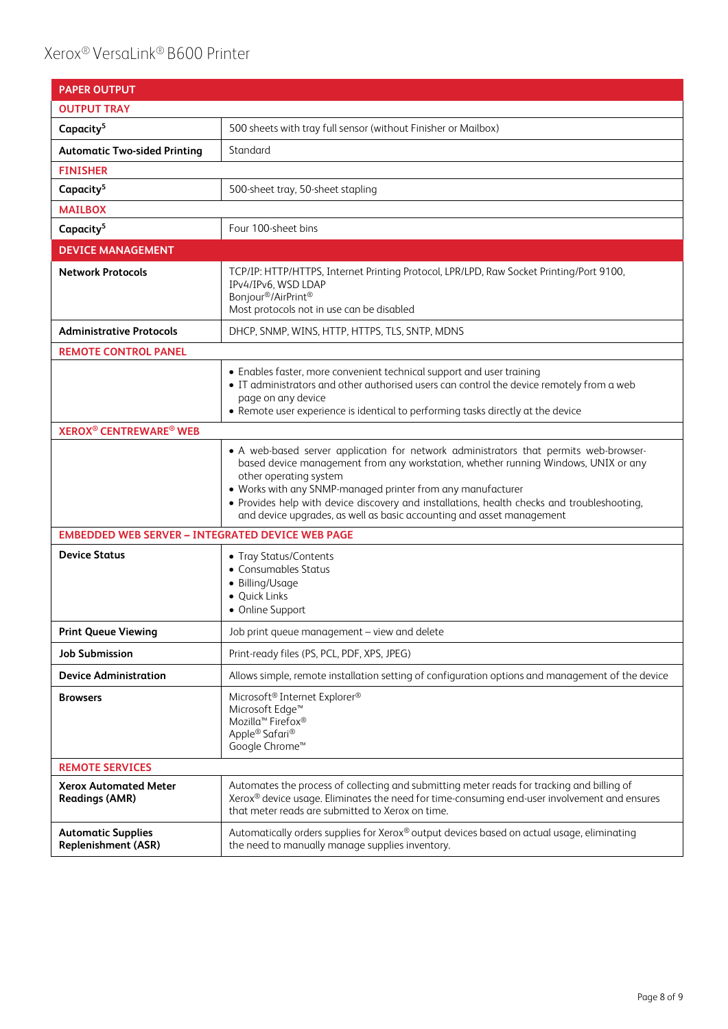| PAPER OUTPUT | |
|---|---|
| **OUTPUT TRAY** | |
| **Capacity[5]** | 500 sheets with tray full sensor (without Finisher or Mailbox) |
| **Automatic Two-sided Printing** | Standard |
| **FINISHER** | |
| **Capacity[5]** | 500-sheet tray, 50-sheet stapling |
| **MAILBOX** | |
| **Capacity[5]** | Four 100-sheet bins |
| **DEVICE MANAGEMENT** | |
| **Network Protocols** | TCP/IP: HTTP/HTTPS, Internet Printing Protocol, LPR/LPD, Raw Socket Printing/Port 9100, IPv4/IPv6, WSD LDAP<br>Bonjour®/AirPrint®<br>Most protocols not in use can be disabled |
| **Administrative Protocols** | DHCP, SNMP, WINS, HTTP, HTTPS, TLS, SNTP, MDNS |
| **REMOTE CONTROL PANEL** | |
| | • Enables faster, more convenient technical support and user training<br>• IT administrators and other authorised users can control the device remotely from a web page on any device<br>• Remote user experience is identical to performing tasks directly at the device |
| **XEROX® CENTREWARE® WEB** | |
| | • A web-based server application for network administrators that permits web-browser-based device management from any workstation, whether running Windows, UNIX or any other operating system<br>• Works with any SNMP-managed printer from any manufacturer<br>• Provides help with device discovery and installations, health checks and troubleshooting, and device upgrades, as well as basic accounting and asset management |
| **EMBEDDED WEB SERVER – INTEGRATED DEVICE WEB PAGE** | |
| **Device Status** | • Tray Status/Contents<br>• Consumables Status<br>• Billing/Usage<br>• Quick Links<br>• Online Support |
| **Print Queue Viewing** | Job print queue management – view and delete |
| **Job Submission** | Print-ready files (PS, PCL, PDF, XPS, JPEG) |
| **Device Administration** | Allows simple, remote installation setting of configuration options and management of the device |
| **Browsers** | Microsoft® Internet Explorer®<br>Microsoft Edge™<br>Mozilla™ Firefox®<br>Apple® Safari®<br>Google Chrome™ |
| **REMOTE SERVICES** | |
| **Xerox Automated Meter Readings (AMR)** | Automates the process of collecting and submitting meter reads for tracking and billing of Xerox® device usage. Eliminates the need for time-consuming end-user involvement and ensures that meter reads are submitted to Xerox on time. |
| **Automatic Supplies Replenishment (ASR)** | Automatically orders supplies for Xerox® output devices based on actual usage, eliminating the need to manually manage supplies inventory. |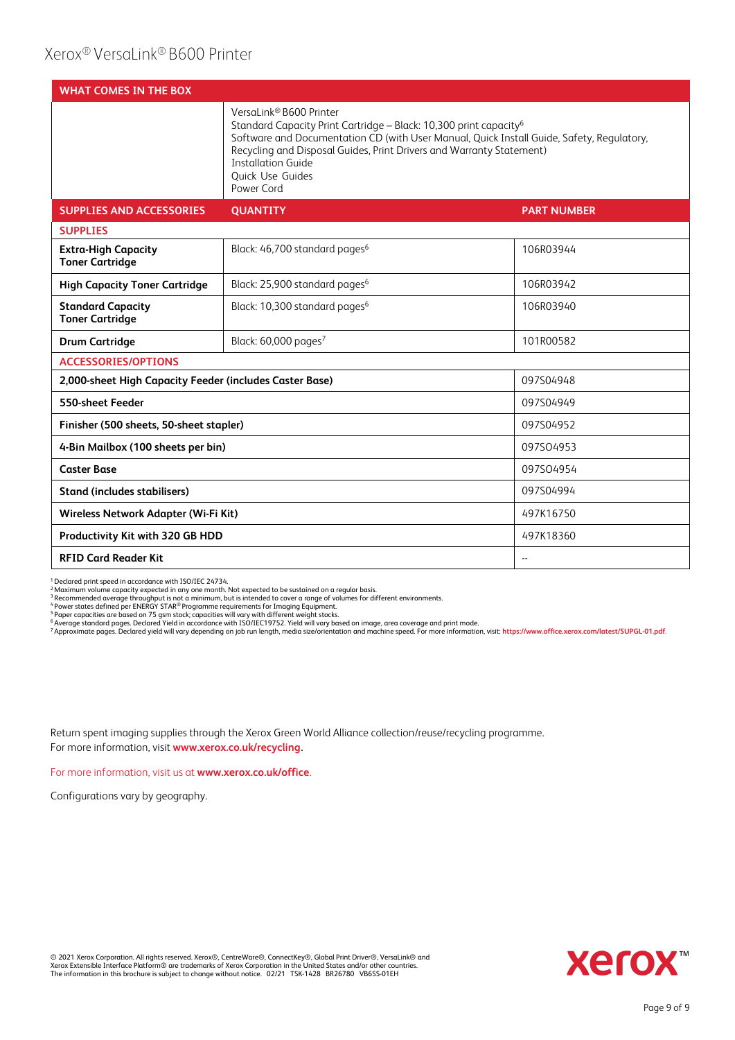| WHAT COMES IN THE BOX | |
|---|---|
| | VersaLink® B600 Printer<br>Standard Capacity Print Cartridge – Black: 10,300 print capacity[6]<br>Software and Documentation CD (with User Manual, Quick Install Guide, Safety, Regulatory, Recycling and Disposal Guides, Print Drivers and Warranty Statement)<br>Installation Guide<br>Quick Use Guides<br>Power Cord |

| SUPPLIES AND ACCESSORIES | QUANTITY | PART NUMBER |
|---|---|---|
| **SUPPLIES** | | |
| **Extra-High Capacity Toner Cartridge** | Black: 46,700 standard pages[6] | 106R03944 |
| **High Capacity Toner Cartridge** | Black: 25,900 standard pages[6] | 106R03942 |
| **Standard Capacity Toner Cartridge** | Black: 10,300 standard pages[6] | 106R03940 |
| **Drum Cartridge** | Black: 60,000 pages[7] | 101R00582 |
| **ACCESSORIES/OPTIONS** | | |
| **2,000-sheet High Capacity Feeder (includes Caster Base)** | | 097S04948 |
| **550-sheet Feeder** | | 097S04949 |
| **Finisher (500 sheets, 50-sheet stapler)** | | 097S04952 |
| **4-Bin Mailbox (100 sheets per bin)** | | 097S04953 |
| **Caster Base** | | 097S04954 |
| **Stand (includes stabilisers)** | | 097S04994 |
| **Wireless Network Adapter (Wi-Fi Kit)** | | 497K16750 |
| **Productivity Kit with 320 GB HDD** | | 497K18360 |
| **RFID Card Reader Kit** | | -- |

[1] Declared print speed in accordance with ISO/IEC 24734.
[2] Maximum volume capacity expected in any one month. Not expected to be sustained on a regular basis.
[3] Recommended average throughput is not a minimum, but is intended to cover a range of volumes for different environments.
[4] Power states defined per ENERGY STAR® Programme requirements for Imaging Equipment.
[5] Paper capacities are based on 75 gsm stock; capacities will vary with different weight stocks.
[6] Average standard pages. Declared Yield in accordance with ISO/IEC19752. Yield will vary based on image, area coverage and print mode.
[7] Approximate pages. Declared yield will vary depending on job run length, media size/orientation and machine speed. For more information, visit: https://www.office.xerox.com/latest/SUPGL-01.pdf.

Return spent imaging supplies through the Xerox Green World Alliance collection/reuse/recycling programme.
For more information, visit **www.xerox.co.uk/recycling**.

For more information, visit us at **www.xerox.co.uk/office**.

Configurations vary by geography.

© 2021 Xerox Corporation. All rights reserved. Xerox®, CentreWare®, ConnectKey®, Global Print Driver®, VersaLink® and Xerox Extensible Interface Platform® are trademarks of Xerox Corporation in the United States and/or other countries. The information in this brochure is subject to change without notice. 02/21 TSK-1428 BR26780 VB6SS-01EH

xerox™